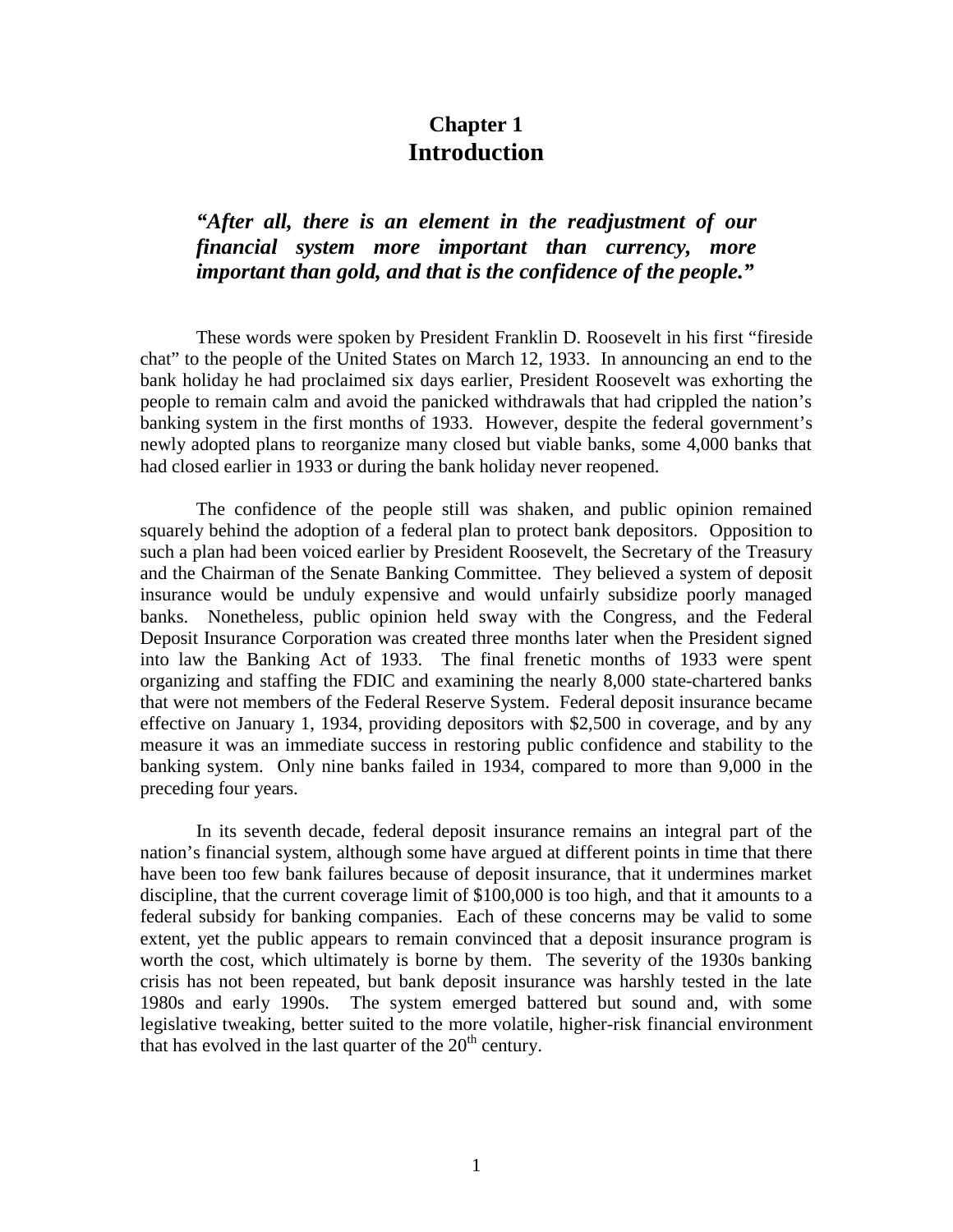# Chapter 1
# Introduction

***"After all, there is an element in the readjustment of our financial system more important than currency, more important than gold, and that is the confidence of the people."***

These words were spoken by President Franklin D. Roosevelt in his first "fireside chat" to the people of the United States on March 12, 1933. In announcing an end to the bank holiday he had proclaimed six days earlier, President Roosevelt was exhorting the people to remain calm and avoid the panicked withdrawals that had crippled the nation's banking system in the first months of 1933. However, despite the federal government's newly adopted plans to reorganize many closed but viable banks, some 4,000 banks that had closed earlier in 1933 or during the bank holiday never reopened.

The confidence of the people still was shaken, and public opinion remained squarely behind the adoption of a federal plan to protect bank depositors. Opposition to such a plan had been voiced earlier by President Roosevelt, the Secretary of the Treasury and the Chairman of the Senate Banking Committee. They believed a system of deposit insurance would be unduly expensive and would unfairly subsidize poorly managed banks. Nonetheless, public opinion held sway with the Congress, and the Federal Deposit Insurance Corporation was created three months later when the President signed into law the Banking Act of 1933. The final frenetic months of 1933 were spent organizing and staffing the FDIC and examining the nearly 8,000 state-chartered banks that were not members of the Federal Reserve System. Federal deposit insurance became effective on January 1, 1934, providing depositors with $2,500 in coverage, and by any measure it was an immediate success in restoring public confidence and stability to the banking system. Only nine banks failed in 1934, compared to more than 9,000 in the preceding four years.

In its seventh decade, federal deposit insurance remains an integral part of the nation's financial system, although some have argued at different points in time that there have been too few bank failures because of deposit insurance, that it undermines market discipline, that the current coverage limit of $100,000 is too high, and that it amounts to a federal subsidy for banking companies. Each of these concerns may be valid to some extent, yet the public appears to remain convinced that a deposit insurance program is worth the cost, which ultimately is borne by them. The severity of the 1930s banking crisis has not been repeated, but bank deposit insurance was harshly tested in the late 1980s and early 1990s. The system emerged battered but sound and, with some legislative tweaking, better suited to the more volatile, higher-risk financial environment that has evolved in the last quarter of the 20th century.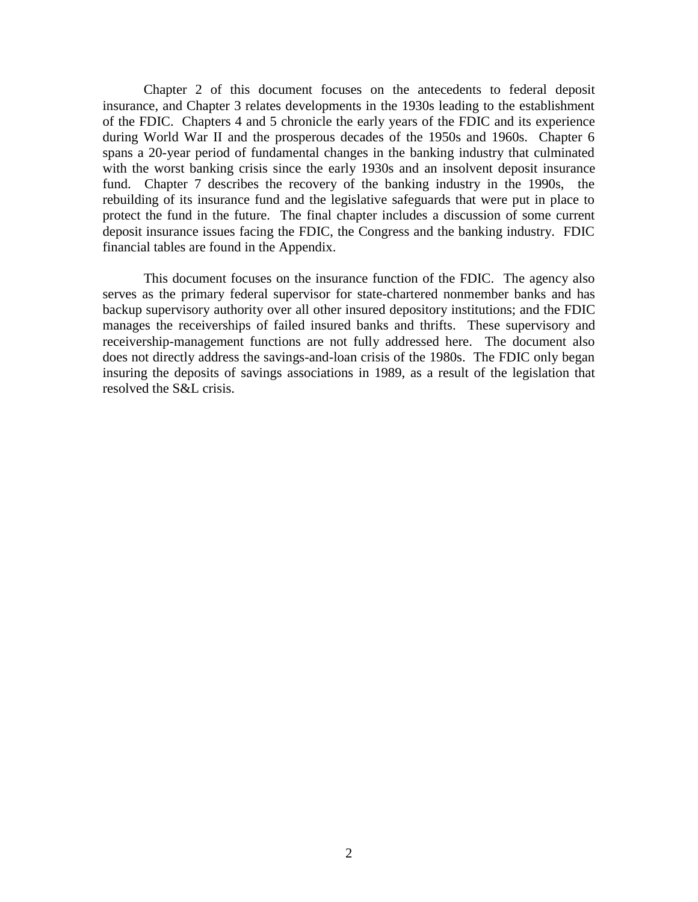Chapter 2 of this document focuses on the antecedents to federal deposit insurance, and Chapter 3 relates developments in the 1930s leading to the establishment of the FDIC. Chapters 4 and 5 chronicle the early years of the FDIC and its experience during World War II and the prosperous decades of the 1950s and 1960s. Chapter 6 spans a 20-year period of fundamental changes in the banking industry that culminated with the worst banking crisis since the early 1930s and an insolvent deposit insurance fund. Chapter 7 describes the recovery of the banking industry in the 1990s, the rebuilding of its insurance fund and the legislative safeguards that were put in place to protect the fund in the future. The final chapter includes a discussion of some current deposit insurance issues facing the FDIC, the Congress and the banking industry. FDIC financial tables are found in the Appendix.

This document focuses on the insurance function of the FDIC. The agency also serves as the primary federal supervisor for state-chartered nonmember banks and has backup supervisory authority over all other insured depository institutions; and the FDIC manages the receiverships of failed insured banks and thrifts. These supervisory and receivership-management functions are not fully addressed here. The document also does not directly address the savings-and-loan crisis of the 1980s. The FDIC only began insuring the deposits of savings associations in 1989, as a result of the legislation that resolved the S&L crisis.